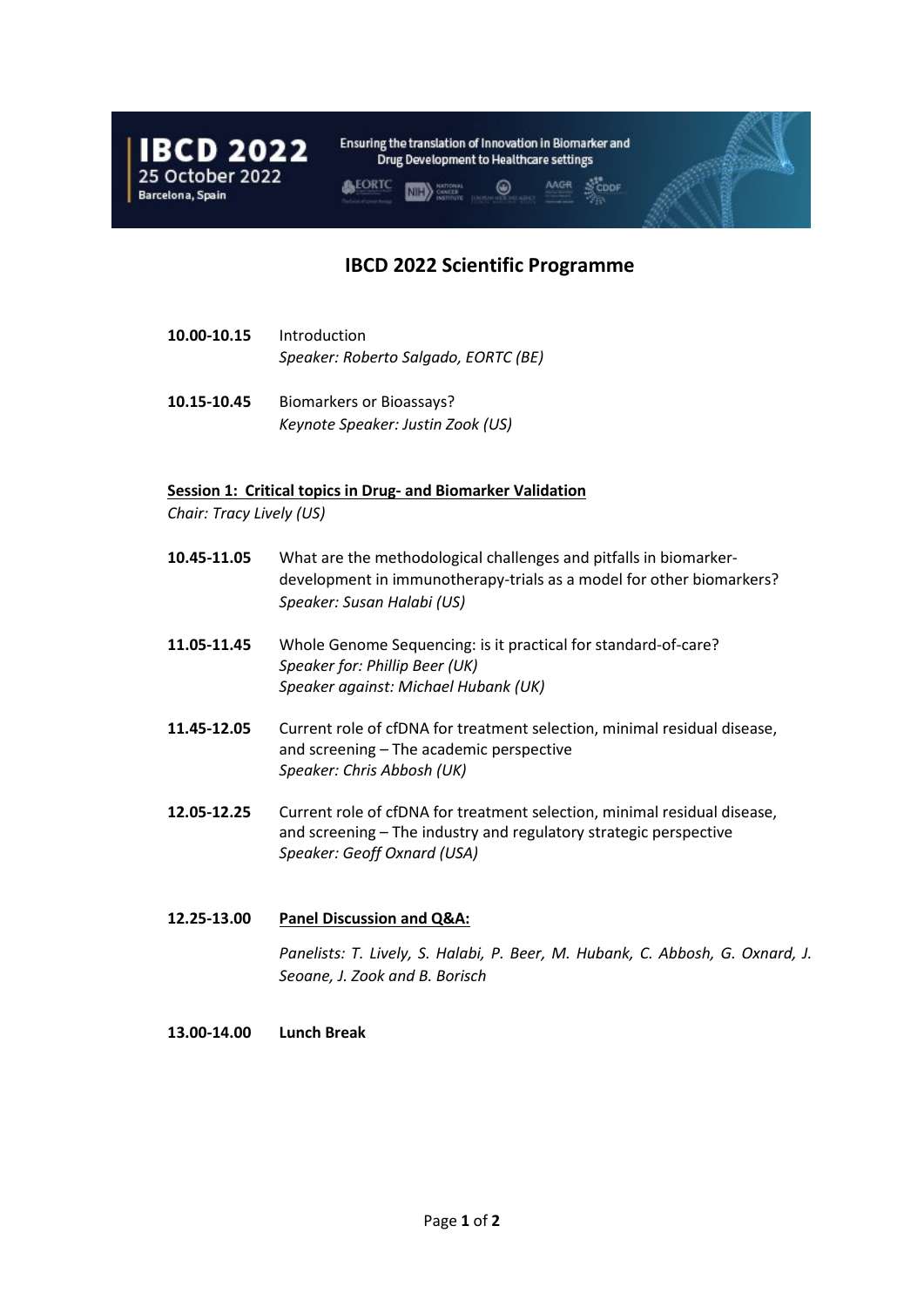IBCD 2022
25 October 2022
Barcelona, Spain

Ensuring the translation of Innovation in Biomarker and Drug Development to Healthcare settings

# IBCD 2022 Scientific Programme

**10.00-10.15** Introduction
*Speaker: Roberto Salgado, EORTC (BE)*

**10.15-10.45** Biomarkers or Bioassays?
*Keynote Speaker: Justin Zook (US)*

## Session 1: Critical topics in Drug- and Biomarker Validation

*Chair: Tracy Lively (US)*

**10.45-11.05** What are the methodological challenges and pitfalls in biomarker-development in immunotherapy-trials as a model for other biomarkers?
*Speaker: Susan Halabi (US)*

**11.05-11.45** Whole Genome Sequencing: is it practical for standard-of-care?
*Speaker for: Phillip Beer (UK)*
*Speaker against: Michael Hubank (UK)*

**11.45-12.05** Current role of cfDNA for treatment selection, minimal residual disease, and screening – The academic perspective
*Speaker: Chris Abbosh (UK)*

**12.05-12.25** Current role of cfDNA for treatment selection, minimal residual disease, and screening – The industry and regulatory strategic perspective
*Speaker: Geoff Oxnard (USA)*

**12.25-13.00** **Panel Discussion and Q&A:**

*Panelists: T. Lively, S. Halabi, P. Beer, M. Hubank, C. Abbosh, G. Oxnard, J. Seoane, J. Zook and B. Borisch*

**13.00-14.00** **Lunch Break**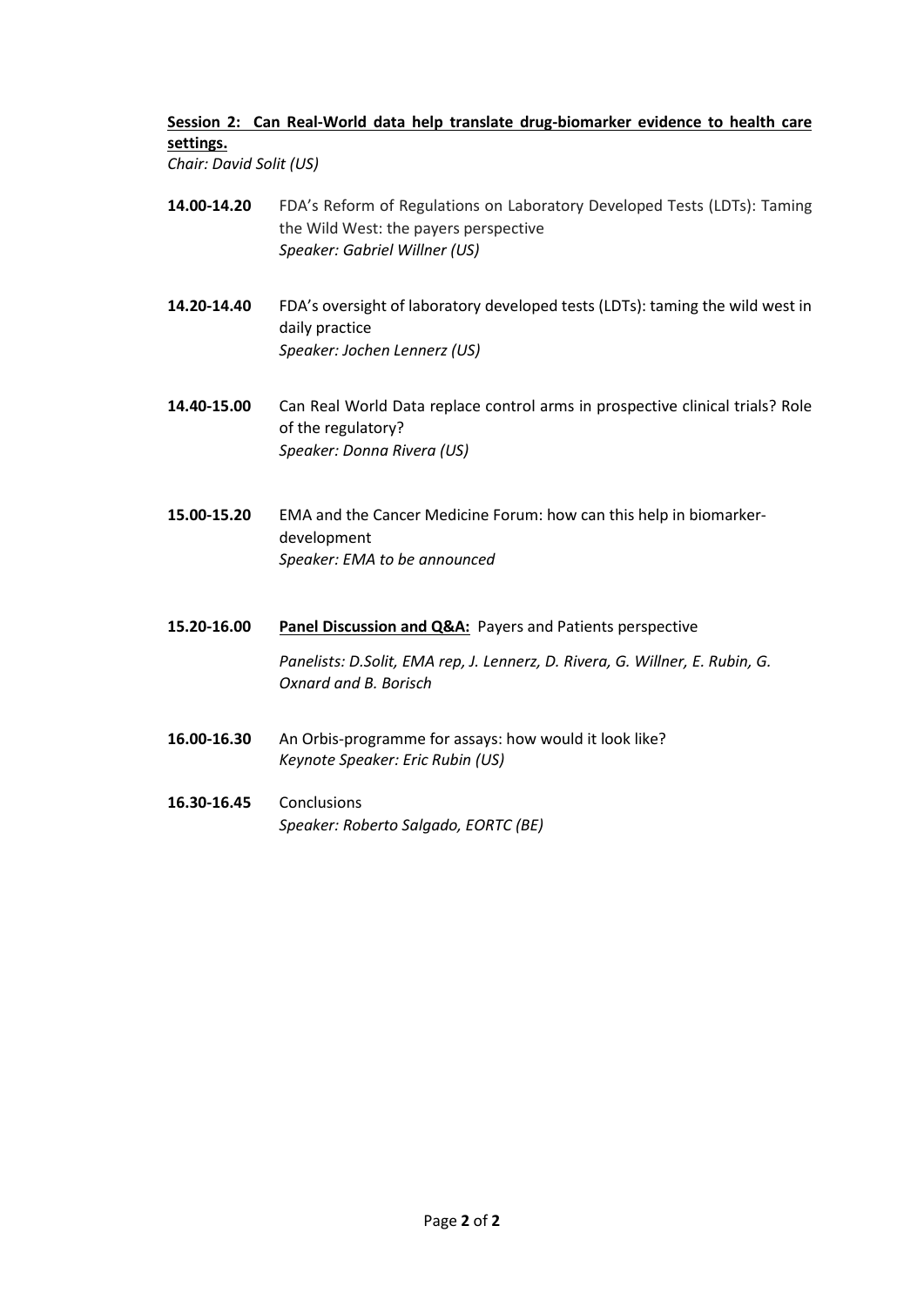**<u>Session 2: Can Real-World data help translate drug-biomarker evidence to health care settings.</u>**

*Chair: David Solit (US)*

**14.00-14.20** FDA's Reform of Regulations on Laboratory Developed Tests (LDTs): Taming the Wild West: the payers perspective
*Speaker: Gabriel Willner (US)*

**14.20-14.40** FDA's oversight of laboratory developed tests (LDTs): taming the wild west in daily practice
*Speaker: Jochen Lennerz (US)*

**14.40-15.00** Can Real World Data replace control arms in prospective clinical trials? Role of the regulatory?
*Speaker: Donna Rivera (US)*

**15.00-15.20** EMA and the Cancer Medicine Forum: how can this help in biomarker-development
*Speaker: EMA to be announced*

**15.20-16.00** **<u>Panel Discussion and Q&A:</u>** Payers and Patients perspective

*Panelists: D.Solit, EMA rep, J. Lennerz, D. Rivera, G. Willner, E. Rubin, G. Oxnard and B. Borisch*

**16.00-16.30** An Orbis-programme for assays: how would it look like?
*Keynote Speaker: Eric Rubin (US)*

**16.30-16.45** Conclusions
*Speaker: Roberto Salgado, EORTC (BE)*